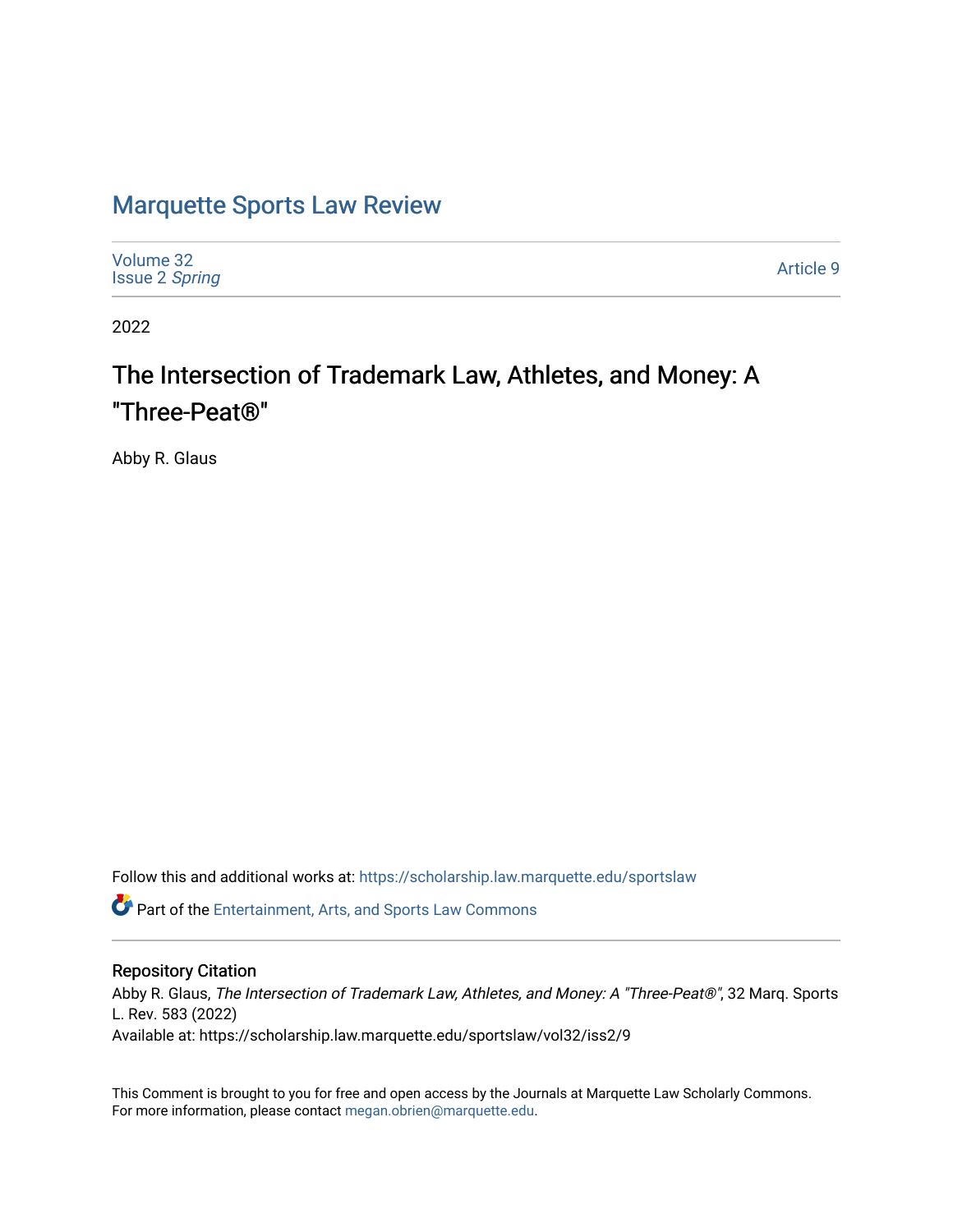# Marquette Sports Law Review

Volume 32
Issue 2 *Spring*

Article 9

2022

## The Intersection of Trademark Law, Athletes, and Money: A "Three-Peat®"

Abby R. Glaus

Follow this and additional works at: https://scholarship.law.marquette.edu/sportslaw

Part of the Entertainment, Arts, and Sports Law Commons

### Repository Citation

Abby R. Glaus, *The Intersection of Trademark Law, Athletes, and Money: A "Three-Peat®"*, 32 Marq. Sports L. Rev. 583 (2022)
Available at: https://scholarship.law.marquette.edu/sportslaw/vol32/iss2/9

This Comment is brought to you for free and open access by the Journals at Marquette Law Scholarly Commons. For more information, please contact megan.obrien@marquette.edu.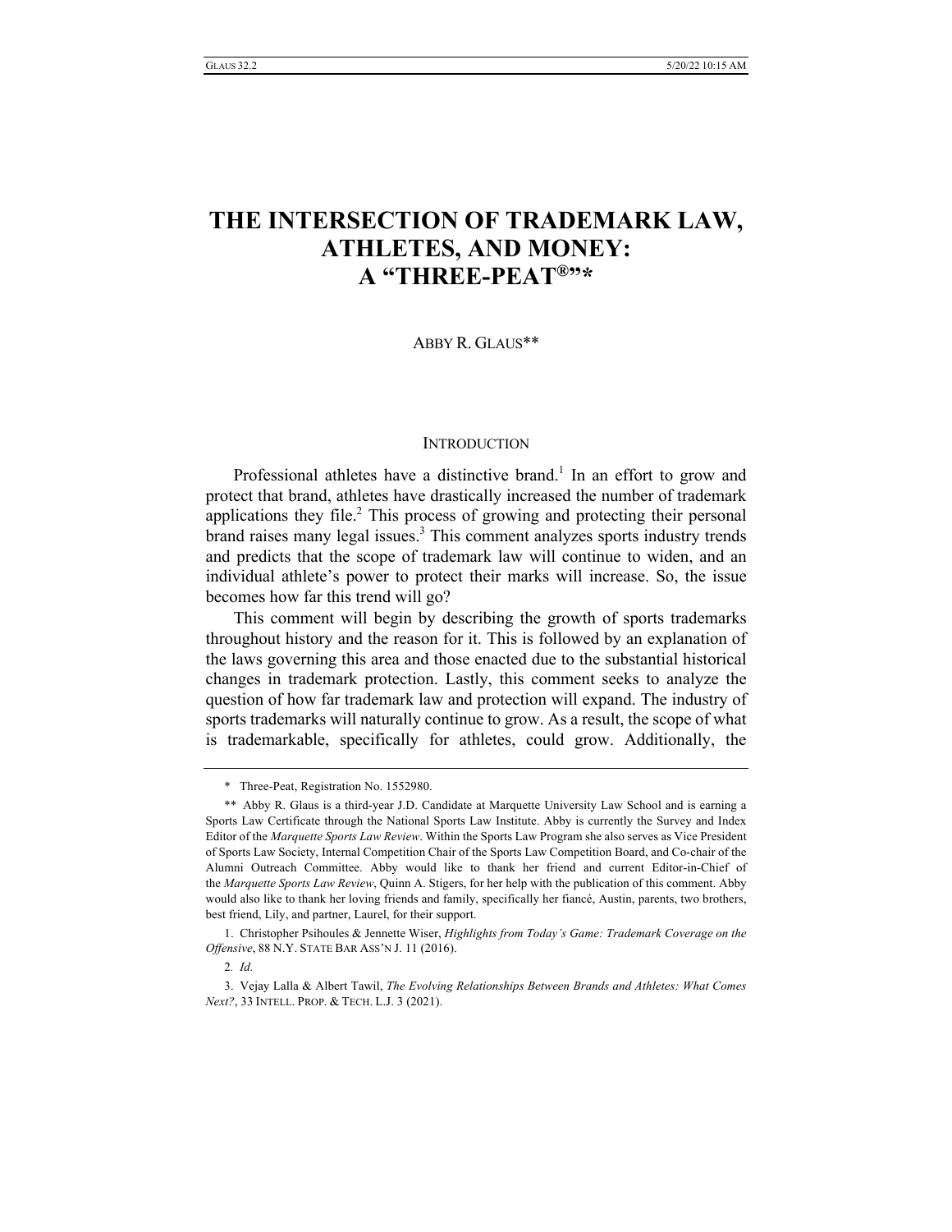# THE INTERSECTION OF TRADEMARK LAW, ATHLETES, AND MONEY: A "THREE-PEAT®"*

ABBY R. GLAUS**

## INTRODUCTION

Professional athletes have a distinctive brand.[1] In an effort to grow and protect that brand, athletes have drastically increased the number of trademark applications they file.[2] This process of growing and protecting their personal brand raises many legal issues.[3] This comment analyzes sports industry trends and predicts that the scope of trademark law will continue to widen, and an individual athlete's power to protect their marks will increase. So, the issue becomes how far this trend will go?

This comment will begin by describing the growth of sports trademarks throughout history and the reason for it. This is followed by an explanation of the laws governing this area and those enacted due to the substantial historical changes in trademark protection. Lastly, this comment seeks to analyze the question of how far trademark law and protection will expand. The industry of sports trademarks will naturally continue to grow. As a result, the scope of what is trademarkable, specifically for athletes, could grow. Additionally, the

---

\* Three-Peat, Registration No. 1552980.

\*\* Abby R. Glaus is a third-year J.D. Candidate at Marquette University Law School and is earning a Sports Law Certificate through the National Sports Law Institute. Abby is currently the Survey and Index Editor of the *Marquette Sports Law Review*. Within the Sports Law Program she also serves as Vice President of Sports Law Society, Internal Competition Chair of the Sports Law Competition Board, and Co-chair of the Alumni Outreach Committee. Abby would like to thank her friend and current Editor-in-Chief of the *Marquette Sports Law Review*, Quinn A. Stigers, for her help with the publication of this comment. Abby would also like to thank her loving friends and family, specifically her fiancé, Austin, parents, two brothers, best friend, Lily, and partner, Laurel, for their support.

1. Christopher Psihoules & Jennette Wiser, *Highlights from Today's Game: Trademark Coverage on the Offensive*, 88 N.Y. STATE BAR ASS'N J. 11 (2016).

2. *Id.*

3. Vejay Lalla & Albert Tawil, *The Evolving Relationships Between Brands and Athletes: What Comes Next?*, 33 INTELL. PROP. & TECH. L.J. 3 (2021).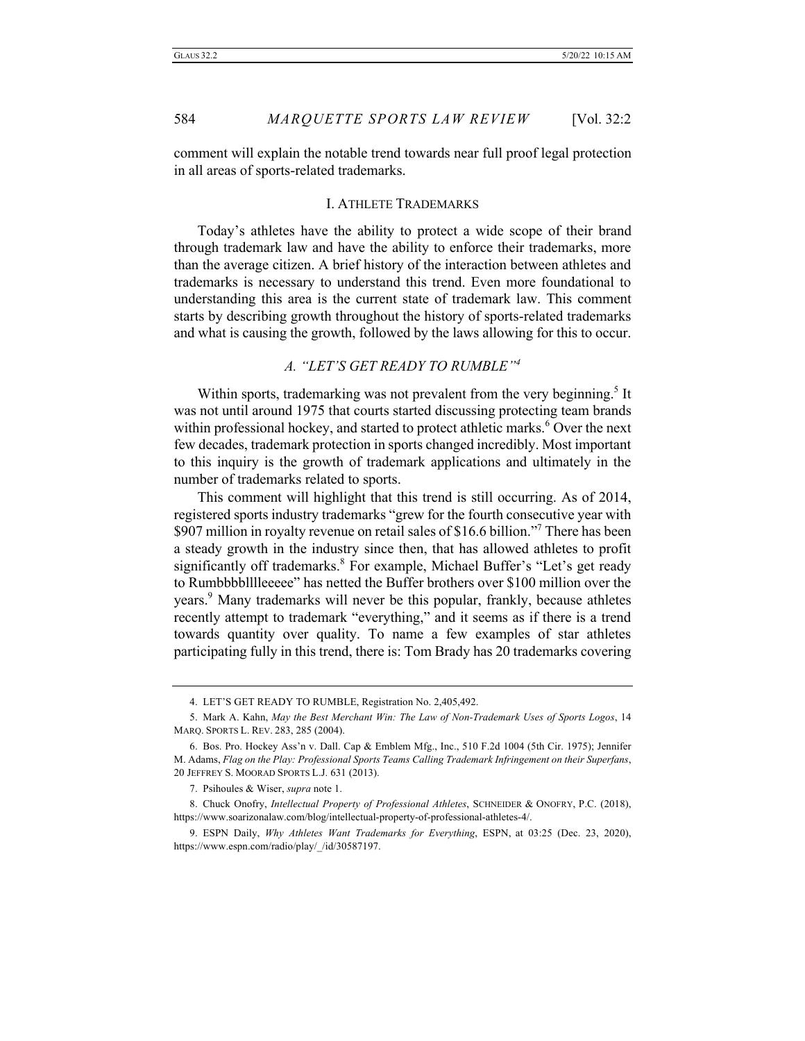comment will explain the notable trend towards near full proof legal protection in all areas of sports-related trademarks.

## I. ATHLETE TRADEMARKS

Today's athletes have the ability to protect a wide scope of their brand through trademark law and have the ability to enforce their trademarks, more than the average citizen. A brief history of the interaction between athletes and trademarks is necessary to understand this trend. Even more foundational to understanding this area is the current state of trademark law. This comment starts by describing growth throughout the history of sports-related trademarks and what is causing the growth, followed by the laws allowing for this to occur.

### *A. "LET'S GET READY TO RUMBLE"*[4]

Within sports, trademarking was not prevalent from the very beginning.[5] It was not until around 1975 that courts started discussing protecting team brands within professional hockey, and started to protect athletic marks.[6] Over the next few decades, trademark protection in sports changed incredibly. Most important to this inquiry is the growth of trademark applications and ultimately in the number of trademarks related to sports.

This comment will highlight that this trend is still occurring. As of 2014, registered sports industry trademarks "grew for the fourth consecutive year with $907 million in royalty revenue on retail sales of $16.6 billion."[7] There has been a steady growth in the industry since then, that has allowed athletes to profit significantly off trademarks.[8] For example, Michael Buffer's "Let's get ready to Rumbbbbllllleeeee" has netted the Buffer brothers over $100 million over the years.[9] Many trademarks will never be this popular, frankly, because athletes recently attempt to trademark "everything," and it seems as if there is a trend towards quantity over quality. To name a few examples of star athletes participating fully in this trend, there is: Tom Brady has 20 trademarks covering

---

4. LET'S GET READY TO RUMBLE, Registration No. 2,405,492.

5. Mark A. Kahn, *May the Best Merchant Win: The Law of Non-Trademark Uses of Sports Logos*, 14 MARQ. SPORTS L. REV. 283, 285 (2004).

6. Bos. Pro. Hockey Ass'n v. Dall. Cap & Emblem Mfg., Inc., 510 F.2d 1004 (5th Cir. 1975); Jennifer M. Adams, *Flag on the Play: Professional Sports Teams Calling Trademark Infringement on their Superfans*, 20 JEFFREY S. MOORAD SPORTS L.J. 631 (2013).

7. Psihoules & Wiser, *supra* note 1.

8. Chuck Onofry, *Intellectual Property of Professional Athletes*, SCHNEIDER & ONOFRY, P.C. (2018), https://www.soarizonalaw.com/blog/intellectual-property-of-professional-athletes-4/.

9. ESPN Daily, *Why Athletes Want Trademarks for Everything*, ESPN, at 03:25 (Dec. 23, 2020), https://www.espn.com/radio/play/_/id/30587197.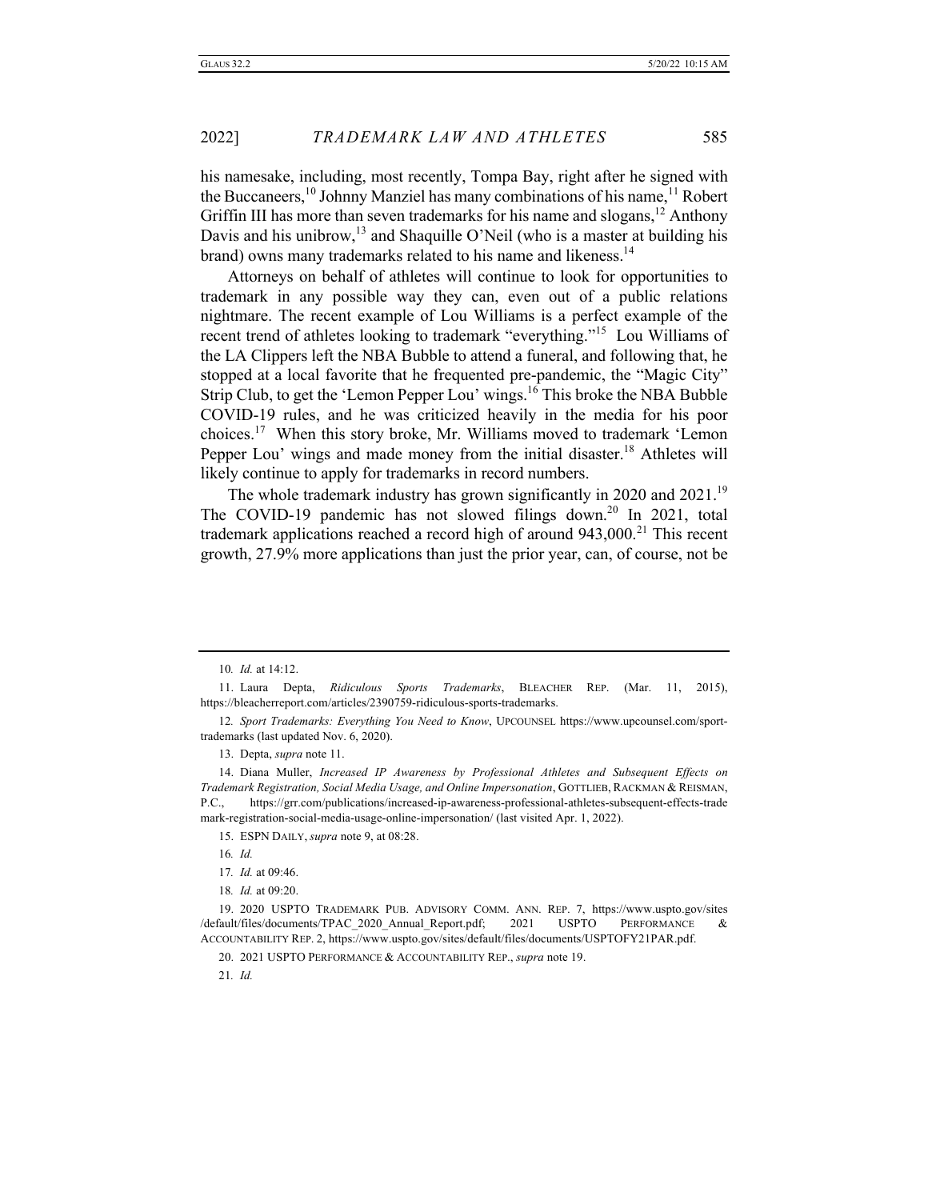his namesake, including, most recently, Tompa Bay, right after he signed with the Buccaneers,[10] Johnny Manziel has many combinations of his name,[11] Robert Griffin III has more than seven trademarks for his name and slogans,[12] Anthony Davis and his unibrow,[13] and Shaquille O'Neil (who is a master at building his brand) owns many trademarks related to his name and likeness.[14]

Attorneys on behalf of athletes will continue to look for opportunities to trademark in any possible way they can, even out of a public relations nightmare. The recent example of Lou Williams is a perfect example of the recent trend of athletes looking to trademark "everything."[15] Lou Williams of the LA Clippers left the NBA Bubble to attend a funeral, and following that, he stopped at a local favorite that he frequented pre-pandemic, the "Magic City" Strip Club, to get the 'Lemon Pepper Lou' wings.[16] This broke the NBA Bubble COVID-19 rules, and he was criticized heavily in the media for his poor choices.[17] When this story broke, Mr. Williams moved to trademark 'Lemon Pepper Lou' wings and made money from the initial disaster.[18] Athletes will likely continue to apply for trademarks in record numbers.

The whole trademark industry has grown significantly in 2020 and 2021.[19] The COVID-19 pandemic has not slowed filings down.[20] In 2021, total trademark applications reached a record high of around 943,000.[21] This recent growth, 27.9% more applications than just the prior year, can, of course, not be

---

10. *Id.* at 14:12.

11. Laura Depta, *Ridiculous Sports Trademarks*, BLEACHER REP. (Mar. 11, 2015), https://bleacherreport.com/articles/2390759-ridiculous-sports-trademarks.

12. *Sport Trademarks: Everything You Need to Know*, UPCOUNSEL https://www.upcounsel.com/sport-trademarks (last updated Nov. 6, 2020).

13. Depta, *supra* note 11.

14. Diana Muller, *Increased IP Awareness by Professional Athletes and Subsequent Effects on Trademark Registration, Social Media Usage, and Online Impersonation*, GOTTLIEB, RACKMAN & REISMAN, P.C., https://grr.com/publications/increased-ip-awareness-professional-athletes-subsequent-effects-trademark-registration-social-media-usage-online-impersonation/ (last visited Apr. 1, 2022).

15. ESPN DAILY, *supra* note 9, at 08:28.

16. *Id.*

17. *Id.* at 09:46.

18. *Id.* at 09:20.

19. 2020 USPTO TRADEMARK PUB. ADVISORY COMM. ANN. REP. 7, https://www.uspto.gov/sites/default/files/documents/TPAC_2020_Annual_Report.pdf; 2021 USPTO PERFORMANCE & ACCOUNTABILITY REP. 2, https://www.uspto.gov/sites/default/files/documents/USPTOFY21PAR.pdf.

20. 2021 USPTO PERFORMANCE & ACCOUNTABILITY REP., *supra* note 19.

21. *Id.*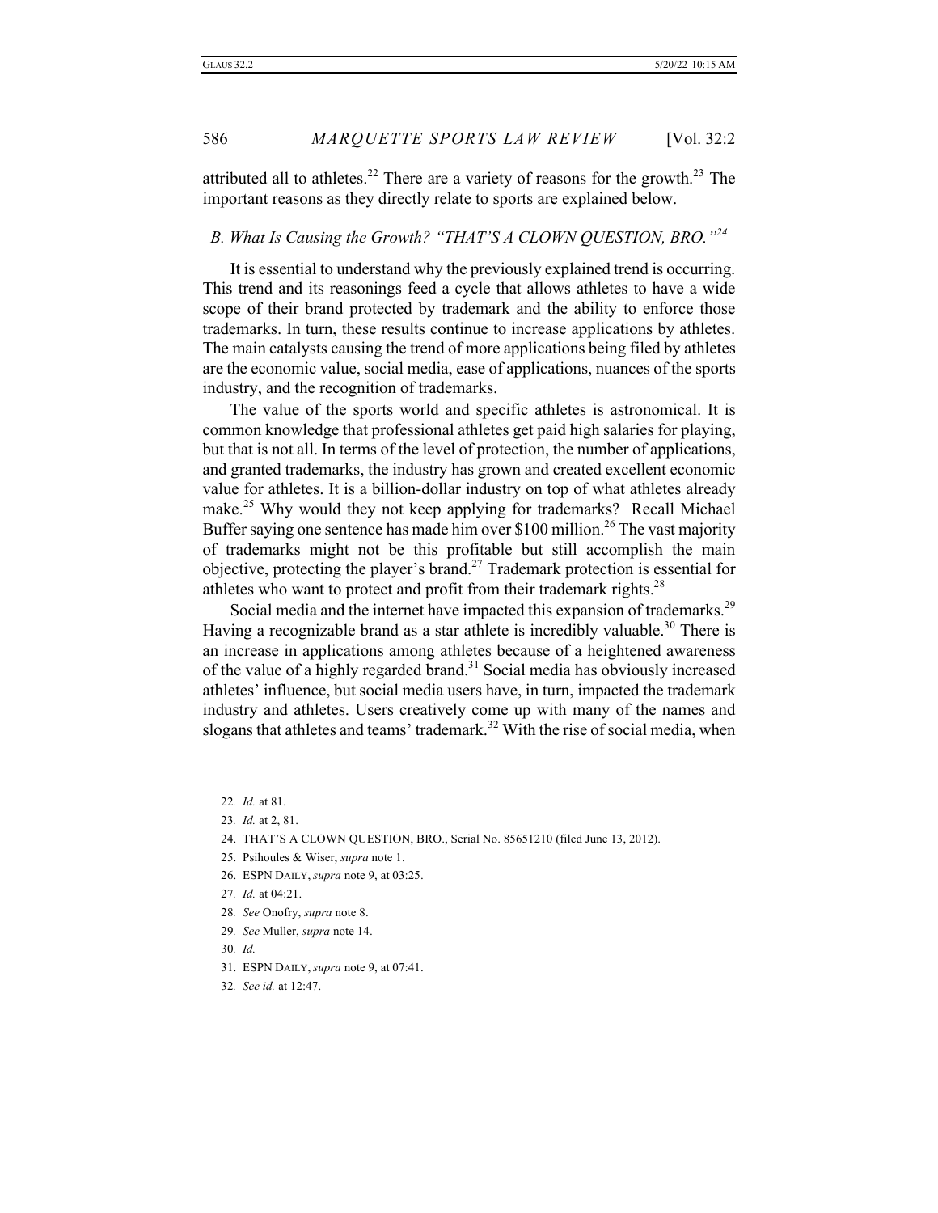attributed all to athletes.[22] There are a variety of reasons for the growth.[23] The important reasons as they directly relate to sports are explained below.

### *B. What Is Causing the Growth? "THAT'S A CLOWN QUESTION, BRO."*[24]

It is essential to understand why the previously explained trend is occurring. This trend and its reasonings feed a cycle that allows athletes to have a wide scope of their brand protected by trademark and the ability to enforce those trademarks. In turn, these results continue to increase applications by athletes. The main catalysts causing the trend of more applications being filed by athletes are the economic value, social media, ease of applications, nuances of the sports industry, and the recognition of trademarks.

The value of the sports world and specific athletes is astronomical. It is common knowledge that professional athletes get paid high salaries for playing, but that is not all. In terms of the level of protection, the number of applications, and granted trademarks, the industry has grown and created excellent economic value for athletes. It is a billion-dollar industry on top of what athletes already make.[25] Why would they not keep applying for trademarks? Recall Michael Buffer saying one sentence has made him over $100 million.[26] The vast majority of trademarks might not be this profitable but still accomplish the main objective, protecting the player's brand.[27] Trademark protection is essential for athletes who want to protect and profit from their trademark rights.[28]

Social media and the internet have impacted this expansion of trademarks.[29] Having a recognizable brand as a star athlete is incredibly valuable.[30] There is an increase in applications among athletes because of a heightened awareness of the value of a highly regarded brand.[31] Social media has obviously increased athletes' influence, but social media users have, in turn, impacted the trademark industry and athletes. Users creatively come up with many of the names and slogans that athletes and teams' trademark.[32] With the rise of social media, when

---

22. *Id.* at 81.
23. *Id.* at 2, 81.
24. THAT'S A CLOWN QUESTION, BRO., Serial No. 85651210 (filed June 13, 2012).
25. Psihoules & Wiser, *supra* note 1.
26. ESPN DAILY, *supra* note 9, at 03:25.
27. *Id.* at 04:21.
28. *See* Onofry, *supra* note 8.
29. *See* Muller, *supra* note 14.
30. *Id.*
31. ESPN DAILY, *supra* note 9, at 07:41.
32. *See id.* at 12:47.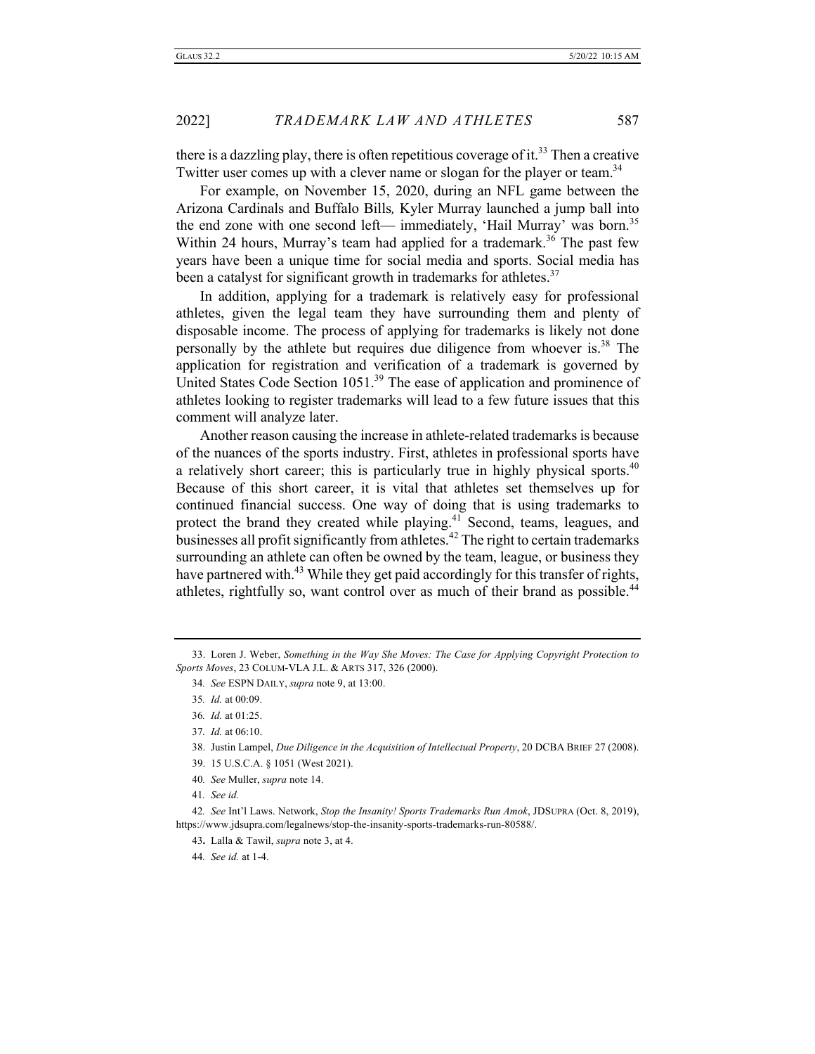there is a dazzling play, there is often repetitious coverage of it.[33] Then a creative Twitter user comes up with a clever name or slogan for the player or team.[34]

For example, on November 15, 2020, during an NFL game between the Arizona Cardinals and Buffalo Bills*,* Kyler Murray launched a jump ball into the end zone with one second left— immediately, 'Hail Murray' was born.[35] Within 24 hours, Murray's team had applied for a trademark.[36] The past few years have been a unique time for social media and sports. Social media has been a catalyst for significant growth in trademarks for athletes.[37]

In addition, applying for a trademark is relatively easy for professional athletes, given the legal team they have surrounding them and plenty of disposable income. The process of applying for trademarks is likely not done personally by the athlete but requires due diligence from whoever is.[38] The application for registration and verification of a trademark is governed by United States Code Section 1051.[39] The ease of application and prominence of athletes looking to register trademarks will lead to a few future issues that this comment will analyze later.

Another reason causing the increase in athlete-related trademarks is because of the nuances of the sports industry. First, athletes in professional sports have a relatively short career; this is particularly true in highly physical sports.[40] Because of this short career, it is vital that athletes set themselves up for continued financial success. One way of doing that is using trademarks to protect the brand they created while playing.[41] Second, teams, leagues, and businesses all profit significantly from athletes.[42] The right to certain trademarks surrounding an athlete can often be owned by the team, league, or business they have partnered with.[43] While they get paid accordingly for this transfer of rights, athletes, rightfully so, want control over as much of their brand as possible.[44]

---

33. Loren J. Weber, *Something in the Way She Moves: The Case for Applying Copyright Protection to Sports Moves*, 23 COLUM-VLA J.L. & ARTS 317, 326 (2000).

34. *See* ESPN DAILY, *supra* note 9, at 13:00.

35. *Id.* at 00:09.

36. *Id.* at 01:25.

37. *Id.* at 06:10.

38. Justin Lampel, *Due Diligence in the Acquisition of Intellectual Property*, 20 DCBA BRIEF 27 (2008).

39. 15 U.S.C.A. § 1051 (West 2021).

40. *See* Muller, *supra* note 14.

41. *See id.*

42. *See* Int'l Laws. Network, *Stop the Insanity! Sports Trademarks Run Amok*, JDSUPRA (Oct. 8, 2019), https://www.jdsupra.com/legalnews/stop-the-insanity-sports-trademarks-run-80588/.

43. Lalla & Tawil, *supra* note 3, at 4.

44. *See id.* at 1-4.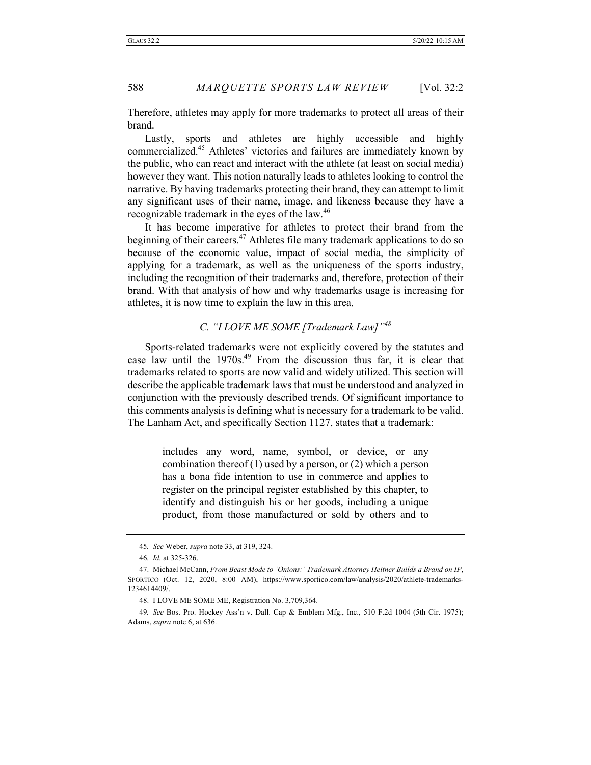Therefore, athletes may apply for more trademarks to protect all areas of their brand.

Lastly, sports and athletes are highly accessible and highly commercialized.[45] Athletes' victories and failures are immediately known by the public, who can react and interact with the athlete (at least on social media) however they want. This notion naturally leads to athletes looking to control the narrative. By having trademarks protecting their brand, they can attempt to limit any significant uses of their name, image, and likeness because they have a recognizable trademark in the eyes of the law.[46]

It has become imperative for athletes to protect their brand from the beginning of their careers.[47] Athletes file many trademark applications to do so because of the economic value, impact of social media, the simplicity of applying for a trademark, as well as the uniqueness of the sports industry, including the recognition of their trademarks and, therefore, protection of their brand. With that analysis of how and why trademarks usage is increasing for athletes, it is now time to explain the law in this area.

### *C. "I LOVE ME SOME [Trademark Law]"*[48]

Sports-related trademarks were not explicitly covered by the statutes and case law until the 1970s.[49] From the discussion thus far, it is clear that trademarks related to sports are now valid and widely utilized. This section will describe the applicable trademark laws that must be understood and analyzed in conjunction with the previously described trends. Of significant importance to this comments analysis is defining what is necessary for a trademark to be valid. The Lanham Act, and specifically Section 1127, states that a trademark:

> includes any word, name, symbol, or device, or any combination thereof (1) used by a person, or (2) which a person has a bona fide intention to use in commerce and applies to register on the principal register established by this chapter, to identify and distinguish his or her goods, including a unique product, from those manufactured or sold by others and to

---

45. *See* Weber, *supra* note 33, at 319, 324.

46. *Id.* at 325-326.

47. Michael McCann, *From Beast Mode to 'Onions:' Trademark Attorney Heitner Builds a Brand on IP*, SPORTICO (Oct. 12, 2020, 8:00 AM), https://www.sportico.com/law/analysis/2020/athlete-trademarks-1234614409/.

48. I LOVE ME SOME ME, Registration No. 3,709,364.

49. *See* Bos. Pro. Hockey Ass'n v. Dall. Cap & Emblem Mfg., Inc., 510 F.2d 1004 (5th Cir. 1975); Adams, *supra* note 6, at 636.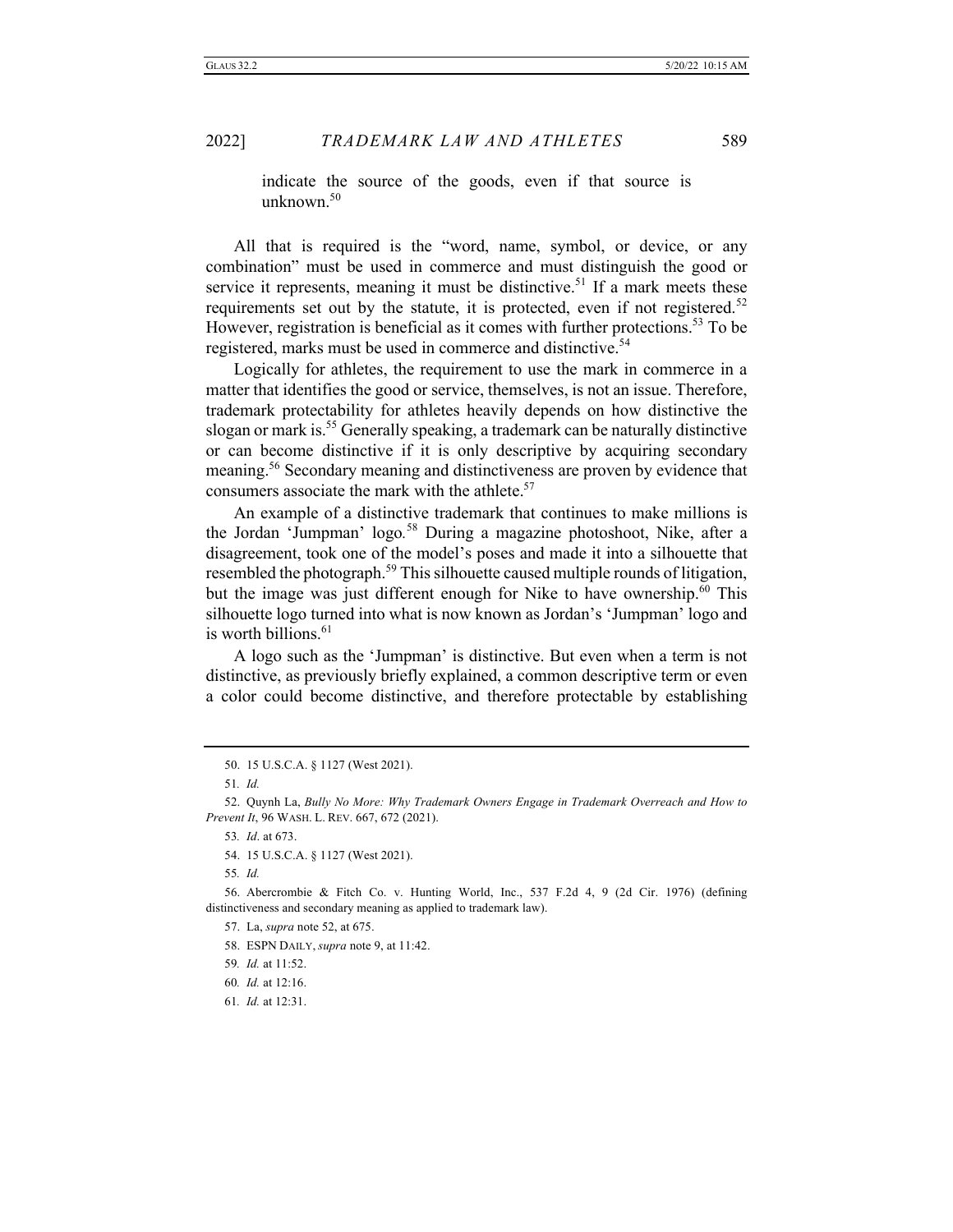indicate the source of the goods, even if that source is unknown.[50]

All that is required is the "word, name, symbol, or device, or any combination" must be used in commerce and must distinguish the good or service it represents, meaning it must be distinctive.[51] If a mark meets these requirements set out by the statute, it is protected, even if not registered.[52] However, registration is beneficial as it comes with further protections.[53] To be registered, marks must be used in commerce and distinctive.[54]

Logically for athletes, the requirement to use the mark in commerce in a matter that identifies the good or service, themselves, is not an issue. Therefore, trademark protectability for athletes heavily depends on how distinctive the slogan or mark is.[55] Generally speaking, a trademark can be naturally distinctive or can become distinctive if it is only descriptive by acquiring secondary meaning.[56] Secondary meaning and distinctiveness are proven by evidence that consumers associate the mark with the athlete.[57]

An example of a distinctive trademark that continues to make millions is the Jordan 'Jumpman' logo.[58] During a magazine photoshoot, Nike, after a disagreement, took one of the model's poses and made it into a silhouette that resembled the photograph.[59] This silhouette caused multiple rounds of litigation, but the image was just different enough for Nike to have ownership.[60] This silhouette logo turned into what is now known as Jordan's 'Jumpman' logo and is worth billions.[61]

A logo such as the 'Jumpman' is distinctive. But even when a term is not distinctive, as previously briefly explained, a common descriptive term or even a color could become distinctive, and therefore protectable by establishing

---

50. 15 U.S.C.A. § 1127 (West 2021).

51. *Id.*

52. Quynh La, *Bully No More: Why Trademark Owners Engage in Trademark Overreach and How to Prevent It*, 96 WASH. L. REV. 667, 672 (2021).

53. *Id*. at 673.

54. 15 U.S.C.A. § 1127 (West 2021).

55. *Id.*

56. Abercrombie & Fitch Co. v. Hunting World, Inc., 537 F.2d 4, 9 (2d Cir. 1976) (defining distinctiveness and secondary meaning as applied to trademark law).

57. La, *supra* note 52, at 675.

58. ESPN DAILY, *supra* note 9, at 11:42.

59. *Id.* at 11:52.

60. *Id.* at 12:16.

61. *Id.* at 12:31.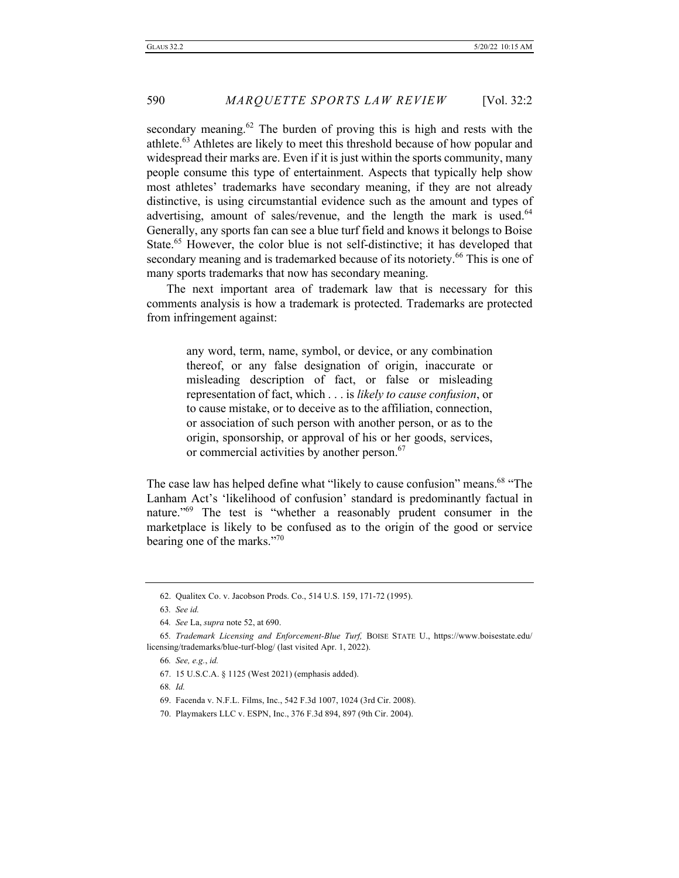secondary meaning.[62] The burden of proving this is high and rests with the athlete.[63] Athletes are likely to meet this threshold because of how popular and widespread their marks are. Even if it is just within the sports community, many people consume this type of entertainment. Aspects that typically help show most athletes' trademarks have secondary meaning, if they are not already distinctive, is using circumstantial evidence such as the amount and types of advertising, amount of sales/revenue, and the length the mark is used.[64] Generally, any sports fan can see a blue turf field and knows it belongs to Boise State.[65] However, the color blue is not self-distinctive; it has developed that secondary meaning and is trademarked because of its notoriety.[66] This is one of many sports trademarks that now has secondary meaning.

The next important area of trademark law that is necessary for this comments analysis is how a trademark is protected. Trademarks are protected from infringement against:

> any word, term, name, symbol, or device, or any combination thereof, or any false designation of origin, inaccurate or misleading description of fact, or false or misleading representation of fact, which . . . is *likely to cause confusion*, or to cause mistake, or to deceive as to the affiliation, connection, or association of such person with another person, or as to the origin, sponsorship, or approval of his or her goods, services, or commercial activities by another person.[67]

The case law has helped define what "likely to cause confusion" means.[68] "The Lanham Act's 'likelihood of confusion' standard is predominantly factual in nature."[69] The test is "whether a reasonably prudent consumer in the marketplace is likely to be confused as to the origin of the good or service bearing one of the marks."[70]

---

62. Qualitex Co. v. Jacobson Prods. Co., 514 U.S. 159, 171-72 (1995).

63. *See id.*

64. *See* La, *supra* note 52, at 690.

65. *Trademark Licensing and Enforcement-Blue Turf*, BOISE STATE U., https://www.boisestate.edu/licensing/trademarks/blue-turf-blog/ (last visited Apr. 1, 2022).

66. *See, e.g.*, *id.*

67. 15 U.S.C.A. § 1125 (West 2021) (emphasis added).

68. *Id.*

69. Facenda v. N.F.L. Films, Inc., 542 F.3d 1007, 1024 (3rd Cir. 2008).

70. Playmakers LLC v. ESPN, Inc., 376 F.3d 894, 897 (9th Cir. 2004).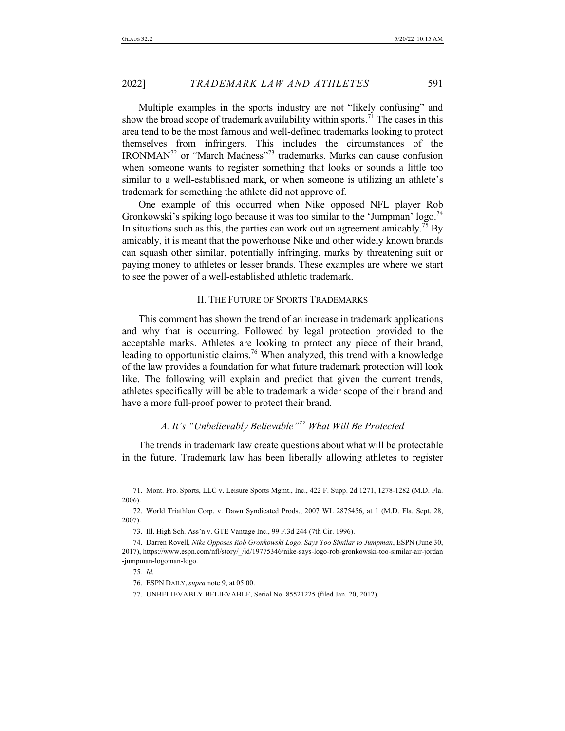Multiple examples in the sports industry are not "likely confusing" and show the broad scope of trademark availability within sports.[71] The cases in this area tend to be the most famous and well-defined trademarks looking to protect themselves from infringers. This includes the circumstances of the IRONMAN[72] or "March Madness"[73] trademarks. Marks can cause confusion when someone wants to register something that looks or sounds a little too similar to a well-established mark, or when someone is utilizing an athlete's trademark for something the athlete did not approve of.

One example of this occurred when Nike opposed NFL player Rob Gronkowski's spiking logo because it was too similar to the 'Jumpman' logo.[74] In situations such as this, the parties can work out an agreement amicably.[75] By amicably, it is meant that the powerhouse Nike and other widely known brands can squash other similar, potentially infringing, marks by threatening suit or paying money to athletes or lesser brands. These examples are where we start to see the power of a well-established athletic trademark.

## II. The Future of Sports Trademarks

This comment has shown the trend of an increase in trademark applications and why that is occurring. Followed by legal protection provided to the acceptable marks. Athletes are looking to protect any piece of their brand, leading to opportunistic claims.[76] When analyzed, this trend with a knowledge of the law provides a foundation for what future trademark protection will look like. The following will explain and predict that given the current trends, athletes specifically will be able to trademark a wider scope of their brand and have a more full-proof power to protect their brand.

### *A. It's "Unbelievably Believable"[77] What Will Be Protected*

The trends in trademark law create questions about what will be protectable in the future. Trademark law has been liberally allowing athletes to register

---

71. Mont. Pro. Sports, LLC v. Leisure Sports Mgmt., Inc., 422 F. Supp. 2d 1271, 1278-1282 (M.D. Fla. 2006).

72. World Triathlon Corp. v. Dawn Syndicated Prods., 2007 WL 2875456, at 1 (M.D. Fla. Sept. 28, 2007).

73. Ill. High Sch. Ass'n v. GTE Vantage Inc., 99 F.3d 244 (7th Cir. 1996).

74. Darren Rovell, *Nike Opposes Rob Gronkowski Logo, Says Too Similar to Jumpman*, ESPN (June 30, 2017), https://www.espn.com/nfl/story/_/id/19775346/nike-says-logo-rob-gronkowski-too-similar-air-jordan-jumpman-logoman-logo.

75. *Id.*

76. ESPN Daily, *supra* note 9, at 05:00.

77. UNBELIEVABLY BELIEVABLE, Serial No. 85521225 (filed Jan. 20, 2012).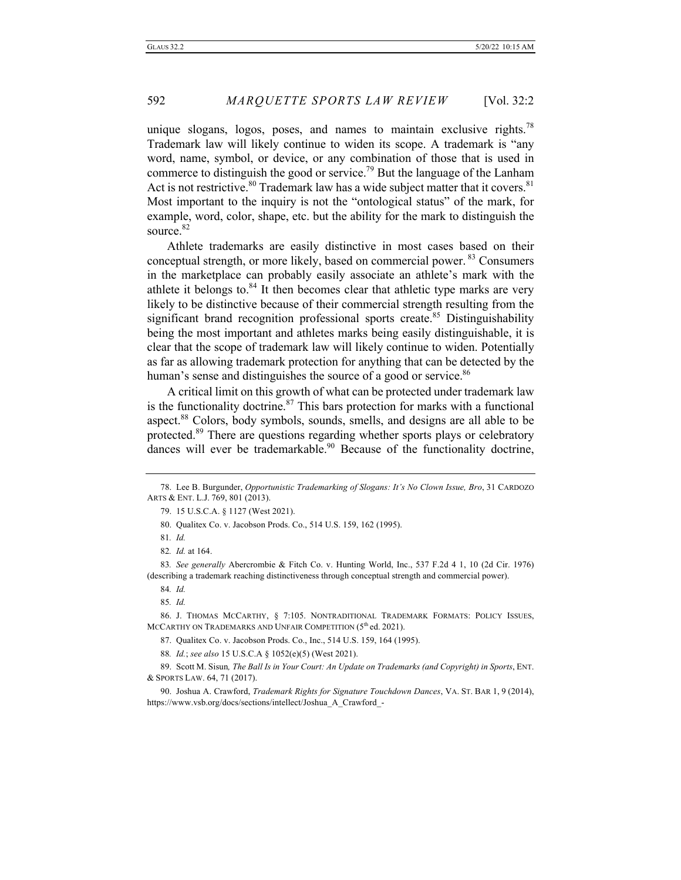unique slogans, logos, poses, and names to maintain exclusive rights.[78] Trademark law will likely continue to widen its scope. A trademark is "any word, name, symbol, or device, or any combination of those that is used in commerce to distinguish the good or service.[79] But the language of the Lanham Act is not restrictive.[80] Trademark law has a wide subject matter that it covers.[81] Most important to the inquiry is not the "ontological status" of the mark, for example, word, color, shape, etc. but the ability for the mark to distinguish the source.[82]

Athlete trademarks are easily distinctive in most cases based on their conceptual strength, or more likely, based on commercial power.[83] Consumers in the marketplace can probably easily associate an athlete's mark with the athlete it belongs to.[84] It then becomes clear that athletic type marks are very likely to be distinctive because of their commercial strength resulting from the significant brand recognition professional sports create.[85] Distinguishability being the most important and athletes marks being easily distinguishable, it is clear that the scope of trademark law will likely continue to widen. Potentially as far as allowing trademark protection for anything that can be detected by the human's sense and distinguishes the source of a good or service.[86]

A critical limit on this growth of what can be protected under trademark law is the functionality doctrine.[87] This bars protection for marks with a functional aspect.[88] Colors, body symbols, sounds, smells, and designs are all able to be protected.[89] There are questions regarding whether sports plays or celebratory dances will ever be trademarkable.[90] Because of the functionality doctrine,

---

78. Lee B. Burgunder, *Opportunistic Trademarking of Slogans: It's No Clown Issue, Bro*, 31 CARDOZO ARTS & ENT. L.J. 769, 801 (2013).

79. 15 U.S.C.A. § 1127 (West 2021).

80. Qualitex Co. v. Jacobson Prods. Co., 514 U.S. 159, 162 (1995).

81. *Id.*

82. *Id.* at 164.

83. *See generally* Abercrombie & Fitch Co. v. Hunting World, Inc., 537 F.2d 4 1, 10 (2d Cir. 1976) (describing a trademark reaching distinctiveness through conceptual strength and commercial power).

84. *Id.*

85. *Id.*

86. J. THOMAS MCCARTHY, § 7:105. NONTRADITIONAL TRADEMARK FORMATS: POLICY ISSUES, MCCARTHY ON TRADEMARKS AND UNFAIR COMPETITION (5th ed. 2021).

87. Qualitex Co. v. Jacobson Prods. Co., Inc., 514 U.S. 159, 164 (1995).

88. *Id.*; *see also* 15 U.S.C.A § 1052(e)(5) (West 2021).

89. Scott M. Sisun*, The Ball Is in Your Court: An Update on Trademarks (and Copyright) in Sports*, ENT. & SPORTS LAW. 64, 71 (2017).

90. Joshua A. Crawford, *Trademark Rights for Signature Touchdown Dances*, VA. ST. BAR 1, 9 (2014), https://www.vsb.org/docs/sections/intellect/Joshua_A_Crawford_-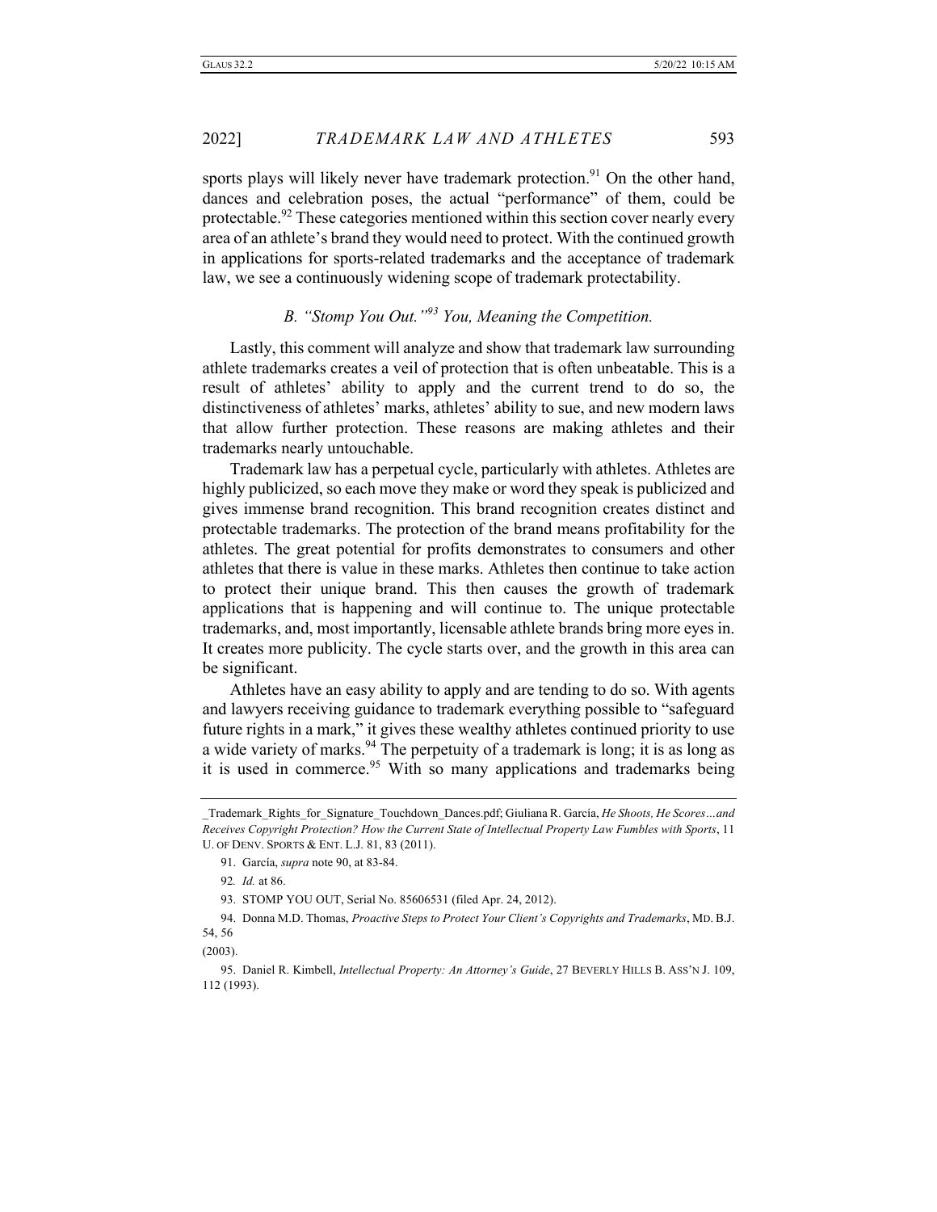sports plays will likely never have trademark protection.[91] On the other hand, dances and celebration poses, the actual "performance" of them, could be protectable.[92] These categories mentioned within this section cover nearly every area of an athlete's brand they would need to protect. With the continued growth in applications for sports-related trademarks and the acceptance of trademark law, we see a continuously widening scope of trademark protectability.

### *B. "Stomp You Out."[93] You, Meaning the Competition.*

Lastly, this comment will analyze and show that trademark law surrounding athlete trademarks creates a veil of protection that is often unbeatable. This is a result of athletes' ability to apply and the current trend to do so, the distinctiveness of athletes' marks, athletes' ability to sue, and new modern laws that allow further protection. These reasons are making athletes and their trademarks nearly untouchable.

Trademark law has a perpetual cycle, particularly with athletes. Athletes are highly publicized, so each move they make or word they speak is publicized and gives immense brand recognition. This brand recognition creates distinct and protectable trademarks. The protection of the brand means profitability for the athletes. The great potential for profits demonstrates to consumers and other athletes that there is value in these marks. Athletes then continue to take action to protect their unique brand. This then causes the growth of trademark applications that is happening and will continue to. The unique protectable trademarks, and, most importantly, licensable athlete brands bring more eyes in. It creates more publicity. The cycle starts over, and the growth in this area can be significant.

Athletes have an easy ability to apply and are tending to do so. With agents and lawyers receiving guidance to trademark everything possible to "safeguard future rights in a mark," it gives these wealthy athletes continued priority to use a wide variety of marks.[94] The perpetuity of a trademark is long; it is as long as it is used in commerce.[95] With so many applications and trademarks being

---

_Trademark_Rights_for_Signature_Touchdown_Dances.pdf; Giuliana R. García, *He Shoots, He Scores…and Receives Copyright Protection? How the Current State of Intellectual Property Law Fumbles with Sports*, 11 U. OF DENV. SPORTS & ENT. L.J. 81, 83 (2011).

91. García, *supra* note 90, at 83-84.

92. *Id.* at 86.

93. STOMP YOU OUT, Serial No. 85606531 (filed Apr. 24, 2012).

94. Donna M.D. Thomas, *Proactive Steps to Protect Your Client's Copyrights and Trademarks*, MD. B.J. 54, 56 (2003).

95. Daniel R. Kimbell, *Intellectual Property: An Attorney's Guide*, 27 BEVERLY HILLS B. ASS'N J. 109, 112 (1993).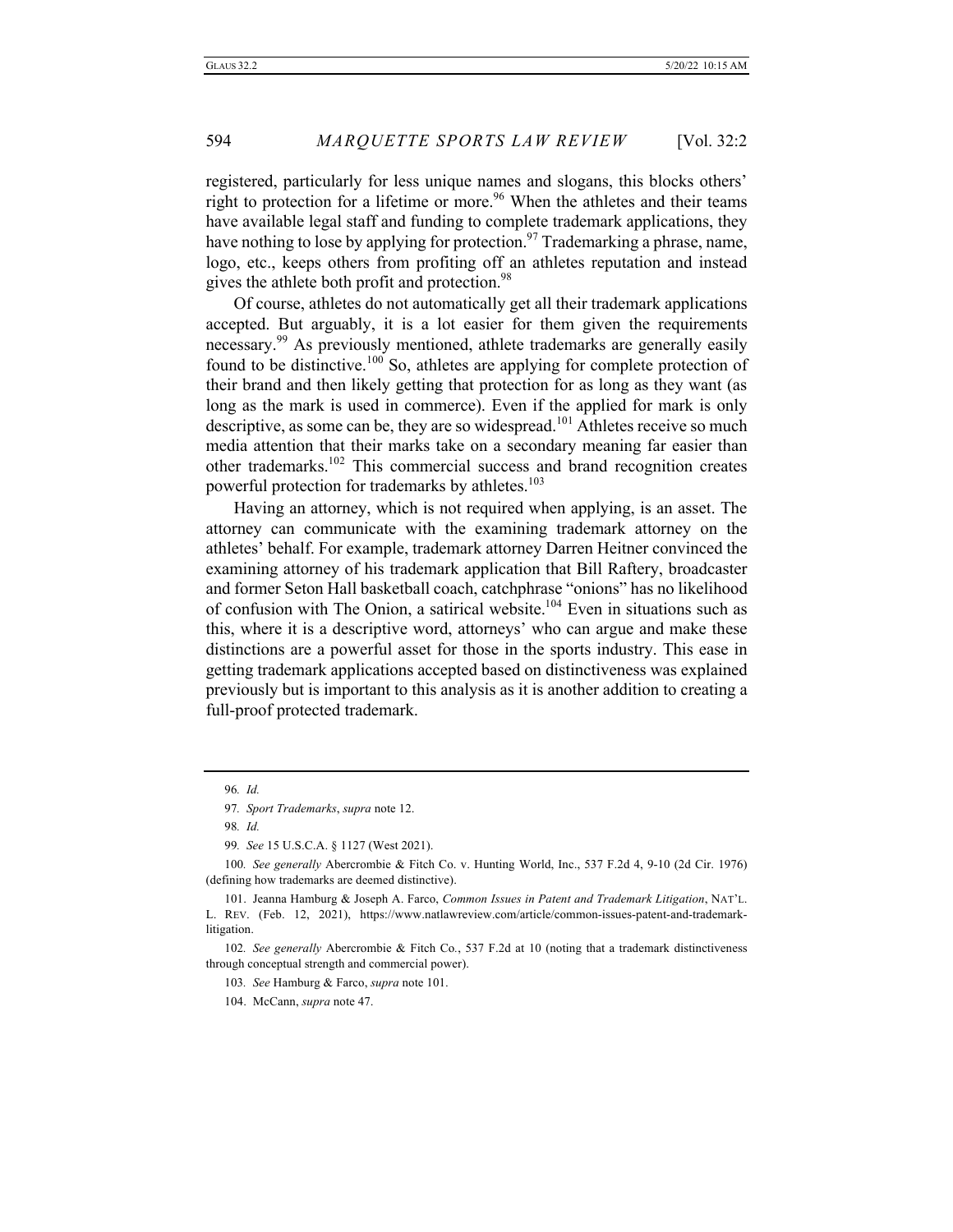registered, particularly for less unique names and slogans, this blocks others' right to protection for a lifetime or more.[96] When the athletes and their teams have available legal staff and funding to complete trademark applications, they have nothing to lose by applying for protection.[97] Trademarking a phrase, name, logo, etc., keeps others from profiting off an athletes reputation and instead gives the athlete both profit and protection.[98]

Of course, athletes do not automatically get all their trademark applications accepted. But arguably, it is a lot easier for them given the requirements necessary.[99] As previously mentioned, athlete trademarks are generally easily found to be distinctive.[100] So, athletes are applying for complete protection of their brand and then likely getting that protection for as long as they want (as long as the mark is used in commerce). Even if the applied for mark is only descriptive, as some can be, they are so widespread.[101] Athletes receive so much media attention that their marks take on a secondary meaning far easier than other trademarks.[102] This commercial success and brand recognition creates powerful protection for trademarks by athletes.[103]

Having an attorney, which is not required when applying, is an asset. The attorney can communicate with the examining trademark attorney on the athletes' behalf. For example, trademark attorney Darren Heitner convinced the examining attorney of his trademark application that Bill Raftery, broadcaster and former Seton Hall basketball coach, catchphrase "onions" has no likelihood of confusion with The Onion, a satirical website.[104] Even in situations such as this, where it is a descriptive word, attorneys' who can argue and make these distinctions are a powerful asset for those in the sports industry. This ease in getting trademark applications accepted based on distinctiveness was explained previously but is important to this analysis as it is another addition to creating a full-proof protected trademark.

---

96. *Id.*

97. *Sport Trademarks*, *supra* note 12.

98. *Id.*

99. *See* 15 U.S.C.A. § 1127 (West 2021).

100. *See generally* Abercrombie & Fitch Co. v. Hunting World, Inc., 537 F.2d 4, 9-10 (2d Cir. 1976) (defining how trademarks are deemed distinctive).

101. Jeanna Hamburg & Joseph A. Farco, *Common Issues in Patent and Trademark Litigation*, NAT'L. L. REV. (Feb. 12, 2021), https://www.natlawreview.com/article/common-issues-patent-and-trademark-litigation.

102. *See generally* Abercrombie & Fitch Co., 537 F.2d at 10 (noting that a trademark distinctiveness through conceptual strength and commercial power).

103. *See* Hamburg & Farco, *supra* note 101.

104. McCann, *supra* note 47.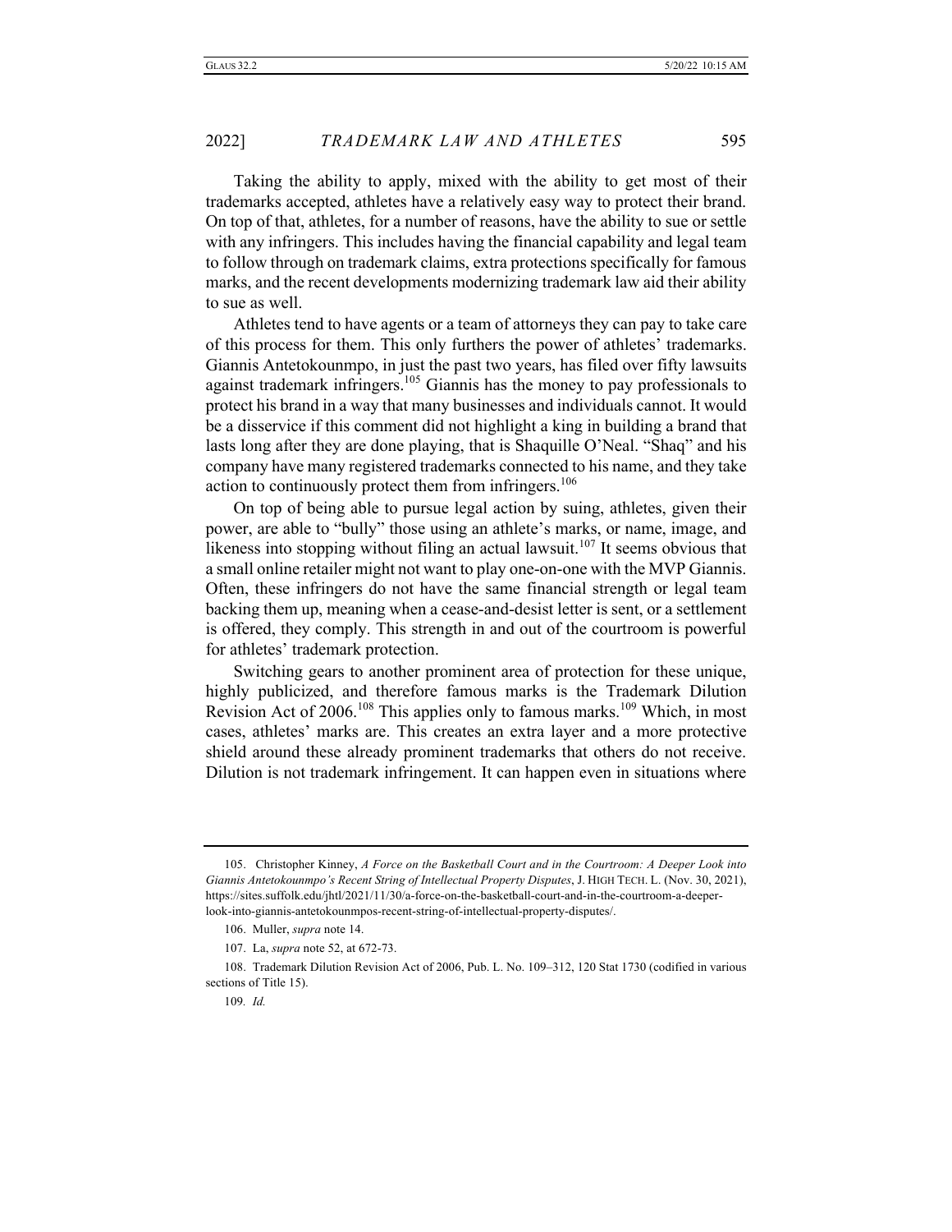Taking the ability to apply, mixed with the ability to get most of their trademarks accepted, athletes have a relatively easy way to protect their brand. On top of that, athletes, for a number of reasons, have the ability to sue or settle with any infringers. This includes having the financial capability and legal team to follow through on trademark claims, extra protections specifically for famous marks, and the recent developments modernizing trademark law aid their ability to sue as well.

Athletes tend to have agents or a team of attorneys they can pay to take care of this process for them. This only furthers the power of athletes' trademarks. Giannis Antetokounmpo, in just the past two years, has filed over fifty lawsuits against trademark infringers.[105] Giannis has the money to pay professionals to protect his brand in a way that many businesses and individuals cannot. It would be a disservice if this comment did not highlight a king in building a brand that lasts long after they are done playing, that is Shaquille O'Neal. "Shaq" and his company have many registered trademarks connected to his name, and they take action to continuously protect them from infringers.[106]

On top of being able to pursue legal action by suing, athletes, given their power, are able to "bully" those using an athlete's marks, or name, image, and likeness into stopping without filing an actual lawsuit.[107] It seems obvious that a small online retailer might not want to play one-on-one with the MVP Giannis. Often, these infringers do not have the same financial strength or legal team backing them up, meaning when a cease-and-desist letter is sent, or a settlement is offered, they comply. This strength in and out of the courtroom is powerful for athletes' trademark protection.

Switching gears to another prominent area of protection for these unique, highly publicized, and therefore famous marks is the Trademark Dilution Revision Act of 2006.[108] This applies only to famous marks.[109] Which, in most cases, athletes' marks are. This creates an extra layer and a more protective shield around these already prominent trademarks that others do not receive. Dilution is not trademark infringement. It can happen even in situations where

---

105. Christopher Kinney, *A Force on the Basketball Court and in the Courtroom: A Deeper Look into Giannis Antetokounmpo's Recent String of Intellectual Property Disputes*, J. HIGH TECH. L. (Nov. 30, 2021), https://sites.suffolk.edu/jhtl/2021/11/30/a-force-on-the-basketball-court-and-in-the-courtroom-a-deeper-look-into-giannis-antetokounmpos-recent-string-of-intellectual-property-disputes/.

106. Muller, *supra* note 14.

107. La, *supra* note 52, at 672-73.

108. Trademark Dilution Revision Act of 2006, Pub. L. No. 109–312, 120 Stat 1730 (codified in various sections of Title 15).

109. *Id.*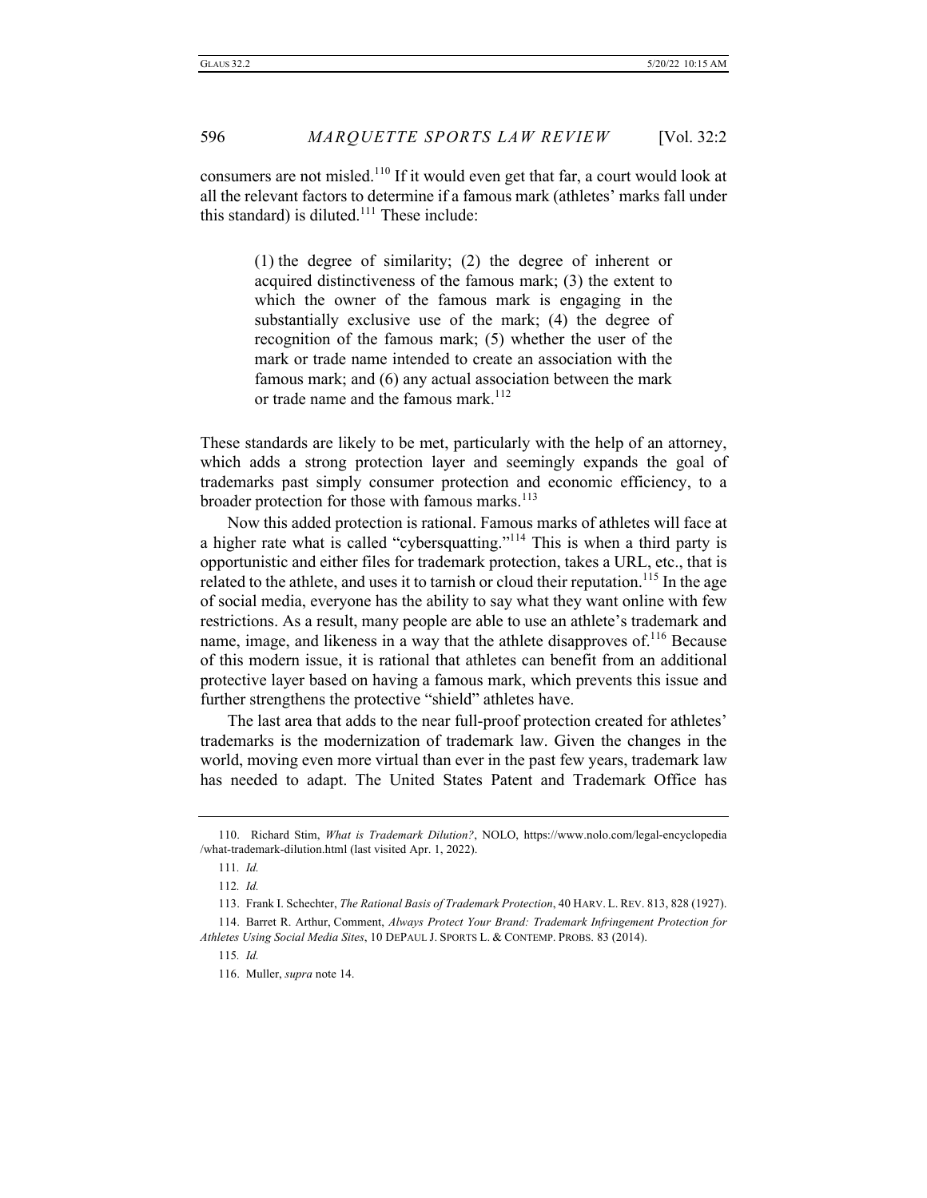consumers are not misled.[110] If it would even get that far, a court would look at all the relevant factors to determine if a famous mark (athletes' marks fall under this standard) is diluted.[111] These include:

> (1) the degree of similarity; (2) the degree of inherent or acquired distinctiveness of the famous mark; (3) the extent to which the owner of the famous mark is engaging in the substantially exclusive use of the mark; (4) the degree of recognition of the famous mark; (5) whether the user of the mark or trade name intended to create an association with the famous mark; and (6) any actual association between the mark or trade name and the famous mark.[112]

These standards are likely to be met, particularly with the help of an attorney, which adds a strong protection layer and seemingly expands the goal of trademarks past simply consumer protection and economic efficiency, to a broader protection for those with famous marks.[113]

Now this added protection is rational. Famous marks of athletes will face at a higher rate what is called "cybersquatting."[114] This is when a third party is opportunistic and either files for trademark protection, takes a URL, etc., that is related to the athlete, and uses it to tarnish or cloud their reputation.[115] In the age of social media, everyone has the ability to say what they want online with few restrictions. As a result, many people are able to use an athlete's trademark and name, image, and likeness in a way that the athlete disapproves of.[116] Because of this modern issue, it is rational that athletes can benefit from an additional protective layer based on having a famous mark, which prevents this issue and further strengthens the protective "shield" athletes have.

The last area that adds to the near full-proof protection created for athletes' trademarks is the modernization of trademark law. Given the changes in the world, moving even more virtual than ever in the past few years, trademark law has needed to adapt. The United States Patent and Trademark Office has

---

110. Richard Stim, *What is Trademark Dilution?*, NOLO, https://www.nolo.com/legal-encyclopedia/what-trademark-dilution.html (last visited Apr. 1, 2022).

111. *Id.*

112. *Id.*

113. Frank I. Schechter, *The Rational Basis of Trademark Protection*, 40 HARV. L. REV. 813, 828 (1927).

114. Barret R. Arthur, Comment, *Always Protect Your Brand: Trademark Infringement Protection for Athletes Using Social Media Sites*, 10 DEPAUL J. SPORTS L. & CONTEMP. PROBS. 83 (2014).

115. *Id.*

116. Muller, *supra* note 14.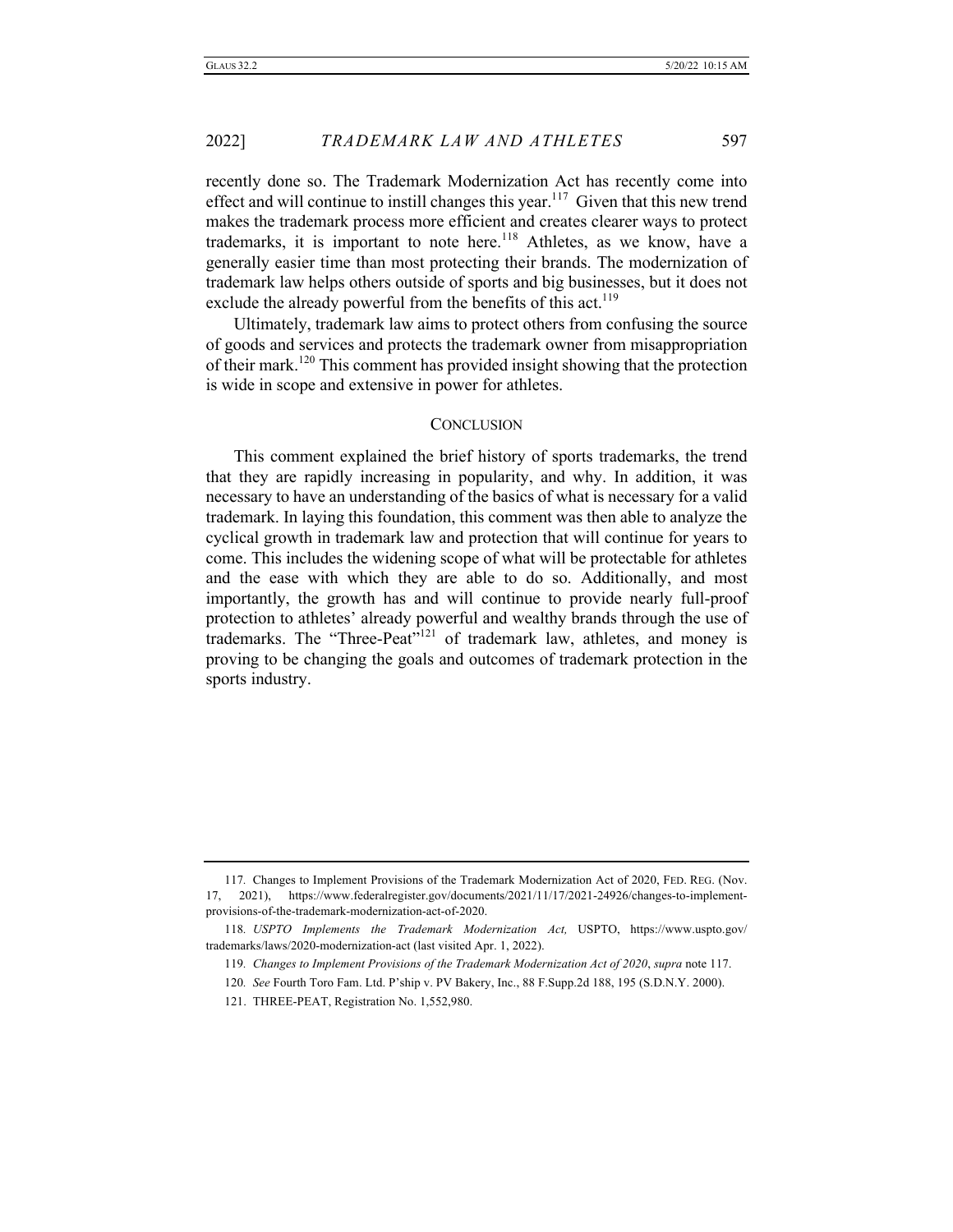recently done so. The Trademark Modernization Act has recently come into effect and will continue to instill changes this year.[117] Given that this new trend makes the trademark process more efficient and creates clearer ways to protect trademarks, it is important to note here.[118] Athletes, as we know, have a generally easier time than most protecting their brands. The modernization of trademark law helps others outside of sports and big businesses, but it does not exclude the already powerful from the benefits of this act.[119]

Ultimately, trademark law aims to protect others from confusing the source of goods and services and protects the trademark owner from misappropriation of their mark.[120] This comment has provided insight showing that the protection is wide in scope and extensive in power for athletes.

## CONCLUSION

This comment explained the brief history of sports trademarks, the trend that they are rapidly increasing in popularity, and why. In addition, it was necessary to have an understanding of the basics of what is necessary for a valid trademark. In laying this foundation, this comment was then able to analyze the cyclical growth in trademark law and protection that will continue for years to come. This includes the widening scope of what will be protectable for athletes and the ease with which they are able to do so. Additionally, and most importantly, the growth has and will continue to provide nearly full-proof protection to athletes' already powerful and wealthy brands through the use of trademarks. The "Three-Peat"[121] of trademark law, athletes, and money is proving to be changing the goals and outcomes of trademark protection in the sports industry.

---

117. Changes to Implement Provisions of the Trademark Modernization Act of 2020, FED. REG. (Nov. 17, 2021), https://www.federalregister.gov/documents/2021/11/17/2021-24926/changes-to-implement-provisions-of-the-trademark-modernization-act-of-2020.

118. *USPTO Implements the Trademark Modernization Act,* USPTO, https://www.uspto.gov/trademarks/laws/2020-modernization-act (last visited Apr. 1, 2022).

119. *Changes to Implement Provisions of the Trademark Modernization Act of 2020*, *supra* note 117.

120. *See* Fourth Toro Fam. Ltd. P'ship v. PV Bakery, Inc., 88 F.Supp.2d 188, 195 (S.D.N.Y. 2000).

121. THREE-PEAT, Registration No. 1,552,980.